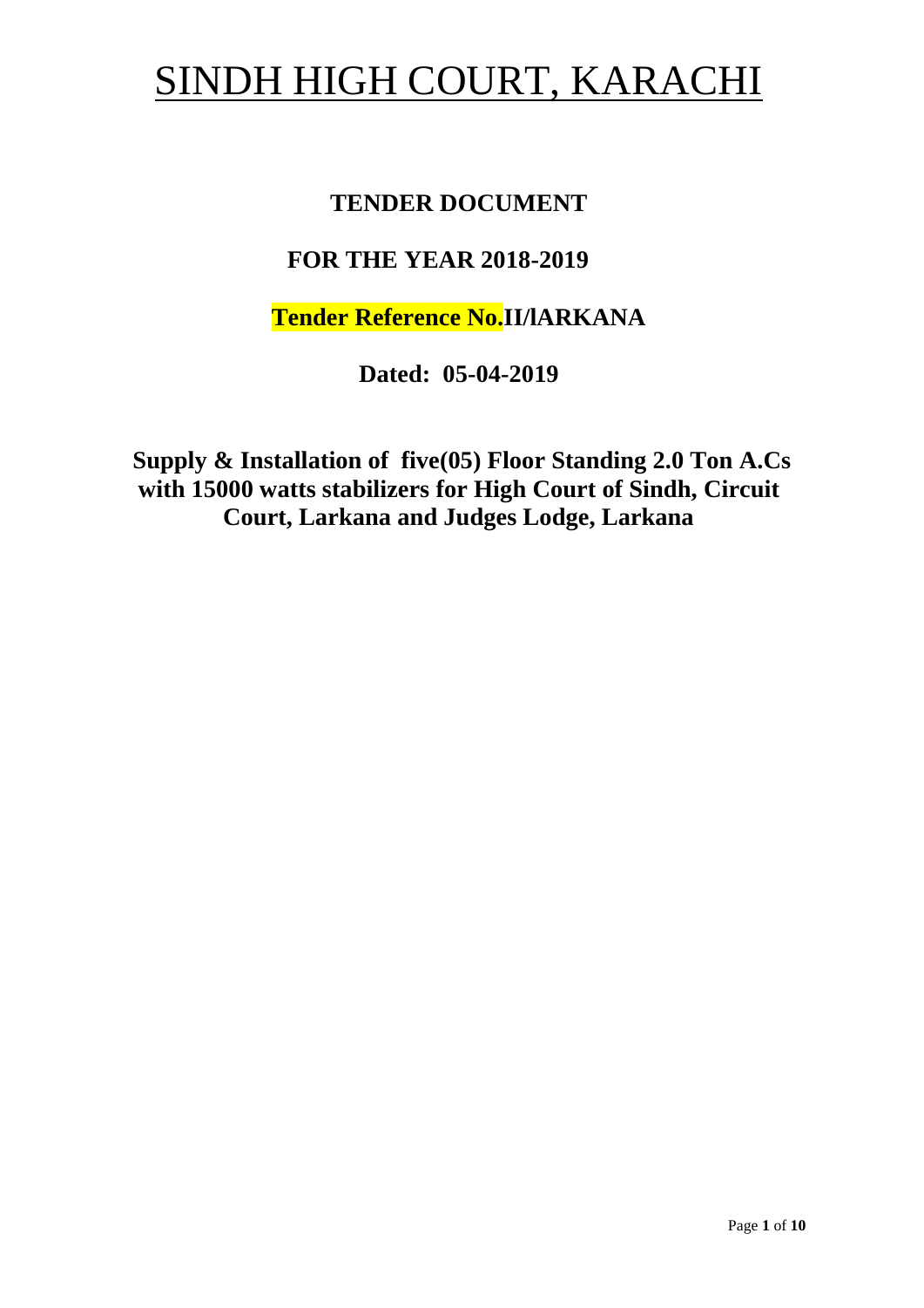# SINDH HIGH COURT, KARACHI

## TENDER DOCUMENT

## FOR THE YEAR 2018-2019

## Tender Reference No.II/lARKANA

## Dated: 05-04-2019

## Supply & Installation of five(05) Floor Standing 2.0 Ton A.Cs with 15000 watts stabilizers for High Court of Sindh, Circuit Court, Larkana and Judges Lodge, Larkana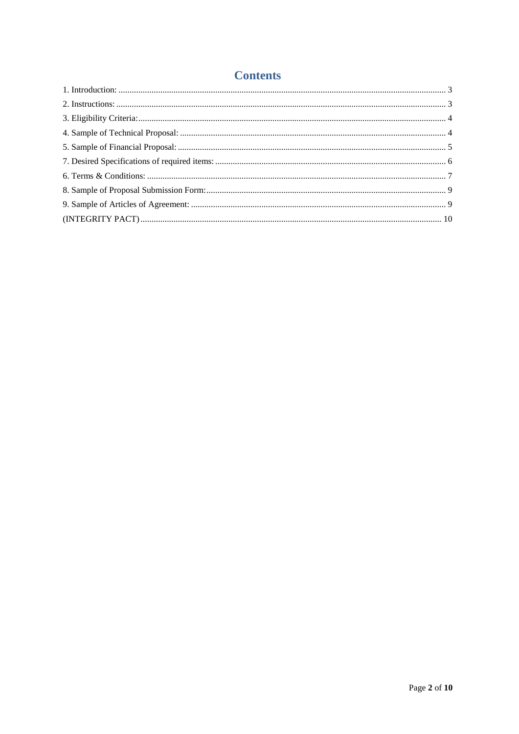# Contents

1. Introduction: .......... 3
2. Instructions: .......... 3
3. Eligibility Criteria: .......... 4
4. Sample of Technical Proposal: .......... 4
5. Sample of Financial Proposal: .......... 5
7. Desired Specifications of required items: .......... 6
6. Terms & Conditions: .......... 7
8. Sample of Proposal Submission Form: .......... 9
9. Sample of Articles of Agreement: .......... 9

(INTEGRITY PACT) .......... 10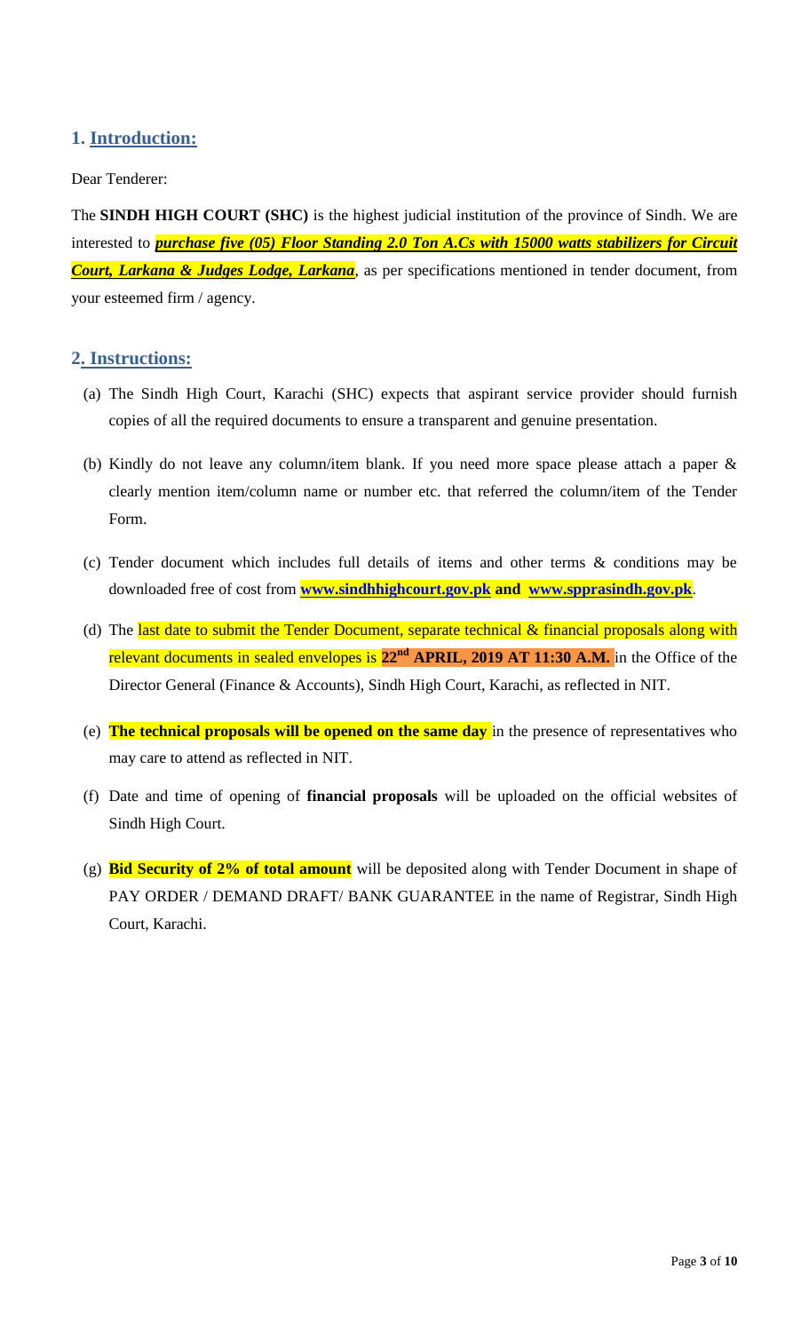## 1. Introduction:

Dear Tenderer:

The **SINDH HIGH COURT (SHC)** is the highest judicial institution of the province of Sindh. We are interested to ***purchase five (05) Floor Standing 2.0 Ton A.Cs with 15000 watts stabilizers for Circuit Court, Larkana & Judges Lodge, Larkana***, as per specifications mentioned in tender document, from your esteemed firm / agency.

## 2. Instructions:

(a) The Sindh High Court, Karachi (SHC) expects that aspirant service provider should furnish copies of all the required documents to ensure a transparent and genuine presentation.

(b) Kindly do not leave any column/item blank. If you need more space please attach a paper & clearly mention item/column name or number etc. that referred the column/item of the Tender Form.

(c) Tender document which includes full details of items and other terms & conditions may be downloaded free of cost from **www.sindhhighcourt.gov.pk and www.spprasindh.gov.pk**.

(d) The last date to submit the Tender Document, separate technical & financial proposals along with relevant documents in sealed envelopes is **22nd APRIL, 2019 AT 11:30 A.M.** in the Office of the Director General (Finance & Accounts), Sindh High Court, Karachi, as reflected in NIT.

(e) **The technical proposals will be opened on the same day** in the presence of representatives who may care to attend as reflected in NIT.

(f) Date and time of opening of **financial proposals** will be uploaded on the official websites of Sindh High Court.

(g) **Bid Security of 2% of total amount** will be deposited along with Tender Document in shape of PAY ORDER / DEMAND DRAFT/ BANK GUARANTEE in the name of Registrar, Sindh High Court, Karachi.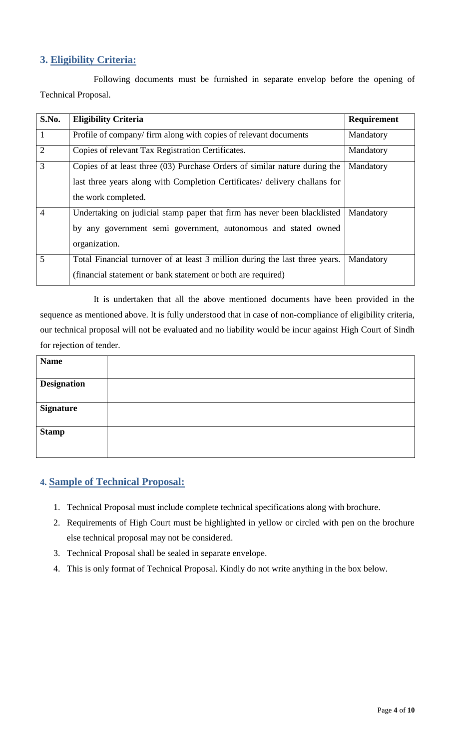## 3. Eligibility Criteria:

Following documents must be furnished in separate envelop before the opening of Technical Proposal.

| S.No. | Eligibility Criteria | Requirement |
|---|---|---|
| 1 | Profile of company/ firm along with copies of relevant documents | Mandatory |
| 2 | Copies of relevant Tax Registration Certificates. | Mandatory |
| 3 | Copies of at least three (03) Purchase Orders of similar nature during the last three years along with Completion Certificates/ delivery challans for the work completed. | Mandatory |
| 4 | Undertaking on judicial stamp paper that firm has never been blacklisted by any government semi government, autonomous and stated owned organization. | Mandatory |
| 5 | Total Financial turnover of at least 3 million during the last three years. (financial statement or bank statement or both are required) | Mandatory |

It is undertaken that all the above mentioned documents have been provided in the sequence as mentioned above. It is fully understood that in case of non-compliance of eligibility criteria, our technical proposal will not be evaluated and no liability would be incur against High Court of Sindh for rejection of tender.

| **Name** | |
|---|---|
| **Designation** | |
| **Signature** | |
| **Stamp** | |

## 4. Sample of Technical Proposal:

1. Technical Proposal must include complete technical specifications along with brochure.
2. Requirements of High Court must be highlighted in yellow or circled with pen on the brochure else technical proposal may not be considered.
3. Technical Proposal shall be sealed in separate envelope.
4. This is only format of Technical Proposal. Kindly do not write anything in the box below.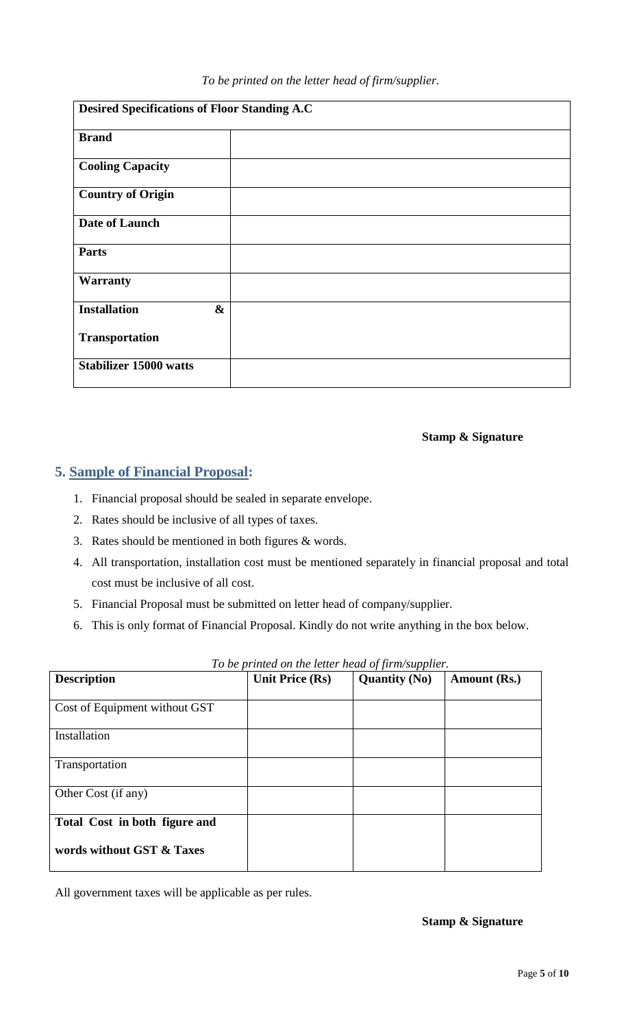*To be printed on the letter head of firm/supplier.*

| **Desired Specifications of Floor Standing A.C** | |
|---|---|
| **Brand** | |
| **Cooling Capacity** | |
| **Country of Origin** | |
| **Date of Launch** | |
| **Parts** | |
| **Warranty** | |
| **Installation & Transportation** | |
| **Stabilizer 15000 watts** | |

**Stamp & Signature**

## 5. Sample of Financial Proposal:

1. Financial proposal should be sealed in separate envelope.
2. Rates should be inclusive of all types of taxes.
3. Rates should be mentioned in both figures & words.
4. All transportation, installation cost must be mentioned separately in financial proposal and total cost must be inclusive of all cost.
5. Financial Proposal must be submitted on letter head of company/supplier.
6. This is only format of Financial Proposal. Kindly do not write anything in the box below.

*To be printed on the letter head of firm/supplier.*

| **Description** | **Unit Price (Rs)** | **Quantity (No)** | **Amount (Rs.)** |
|---|---|---|---|
| Cost of Equipment without GST | | | |
| Installation | | | |
| Transportation | | | |
| Other Cost (if any) | | | |
| **Total Cost in both figure and words without GST & Taxes** | | | |

All government taxes will be applicable as per rules.

**Stamp & Signature**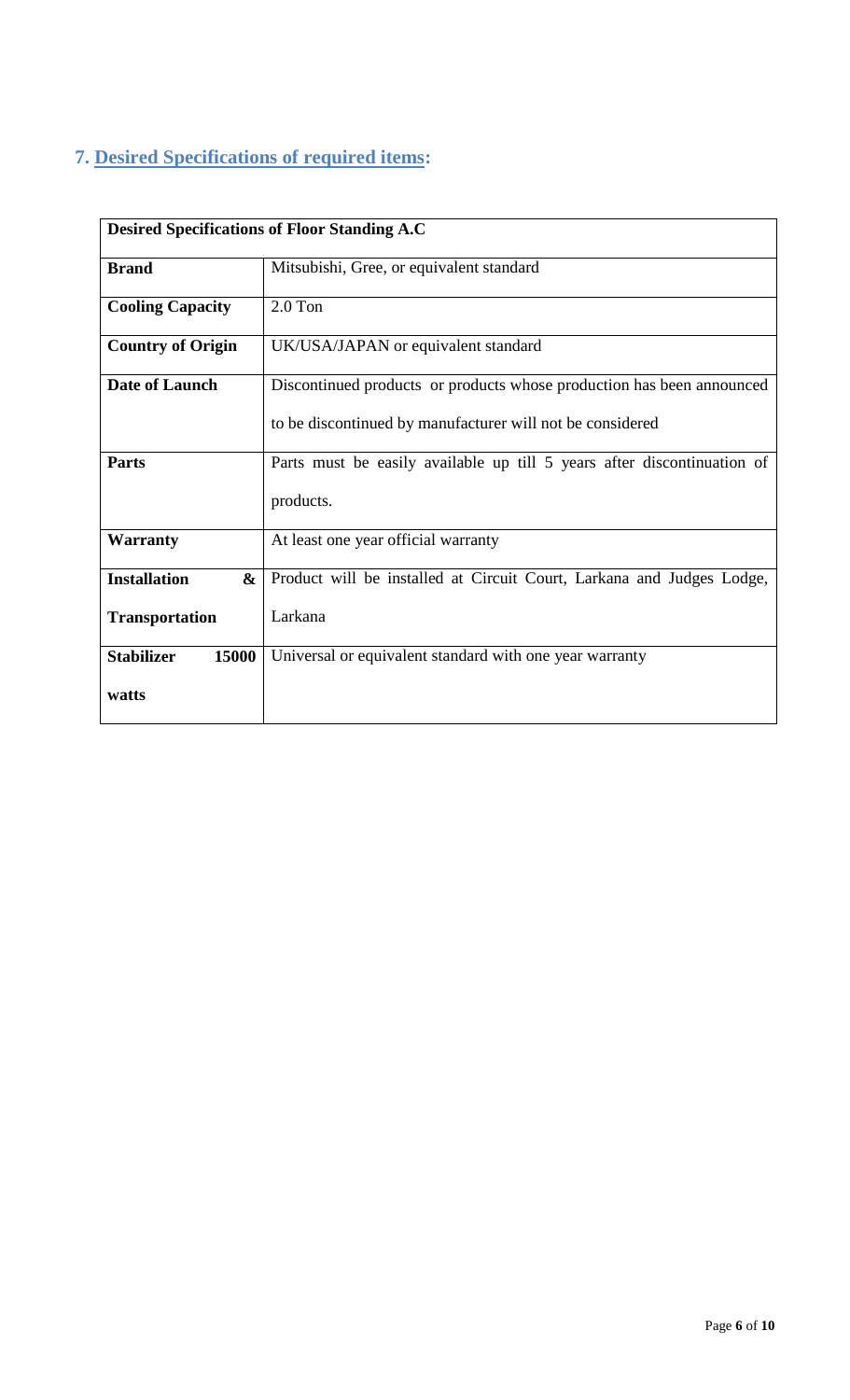## 7. Desired Specifications of required items:

| Desired Specifications of Floor Standing A.C | |
|---|---|
| **Brand** | Mitsubishi, Gree, or equivalent standard |
| **Cooling Capacity** | 2.0 Ton |
| **Country of Origin** | UK/USA/JAPAN or equivalent standard |
| **Date of Launch** | Discontinued products or products whose production has been announced to be discontinued by manufacturer will not be considered |
| **Parts** | Parts must be easily available up till 5 years after discontinuation of products. |
| **Warranty** | At least one year official warranty |
| **Installation & Transportation** | Product will be installed at Circuit Court, Larkana and Judges Lodge, Larkana |
| **Stabilizer 15000 watts** | Universal or equivalent standard with one year warranty |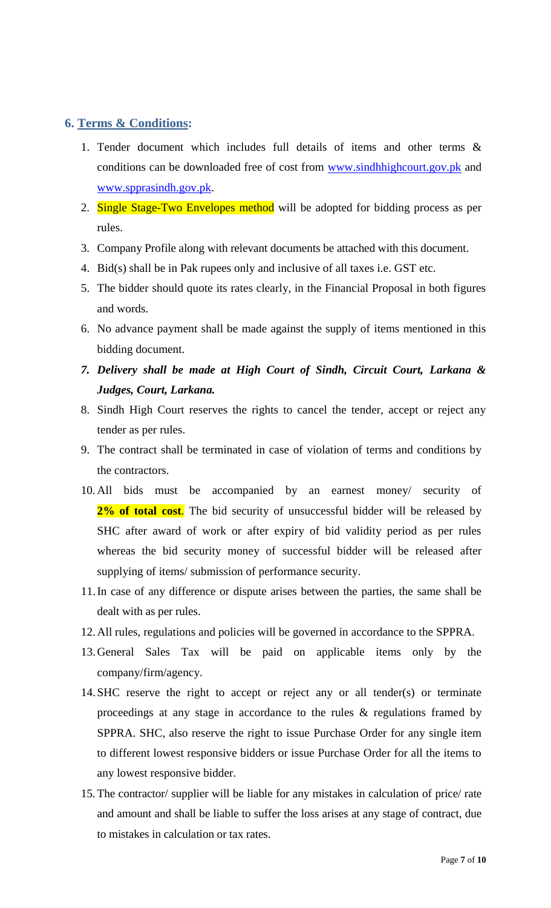## 6. Terms & Conditions:

1. Tender document which includes full details of items and other terms & conditions can be downloaded free of cost from www.sindhhighcourt.gov.pk and www.spprasindh.gov.pk.
2. Single Stage-Two Envelopes method will be adopted for bidding process as per rules.
3. Company Profile along with relevant documents be attached with this document.
4. Bid(s) shall be in Pak rupees only and inclusive of all taxes i.e. GST etc.
5. The bidder should quote its rates clearly, in the Financial Proposal in both figures and words.
6. No advance payment shall be made against the supply of items mentioned in this bidding document.
7. ***Delivery shall be made at High Court of Sindh, Circuit Court, Larkana & Judges, Court, Larkana.***
8. Sindh High Court reserves the rights to cancel the tender, accept or reject any tender as per rules.
9. The contract shall be terminated in case of violation of terms and conditions by the contractors.
10. All bids must be accompanied by an earnest money/ security of **2% of total cost**. The bid security of unsuccessful bidder will be released by SHC after award of work or after expiry of bid validity period as per rules whereas the bid security money of successful bidder will be released after supplying of items/ submission of performance security.
11. In case of any difference or dispute arises between the parties, the same shall be dealt with as per rules.
12. All rules, regulations and policies will be governed in accordance to the SPPRA.
13. General Sales Tax will be paid on applicable items only by the company/firm/agency.
14. SHC reserve the right to accept or reject any or all tender(s) or terminate proceedings at any stage in accordance to the rules & regulations framed by SPPRA. SHC, also reserve the right to issue Purchase Order for any single item to different lowest responsive bidders or issue Purchase Order for all the items to any lowest responsive bidder.
15. The contractor/ supplier will be liable for any mistakes in calculation of price/ rate and amount and shall be liable to suffer the loss arises at any stage of contract, due to mistakes in calculation or tax rates.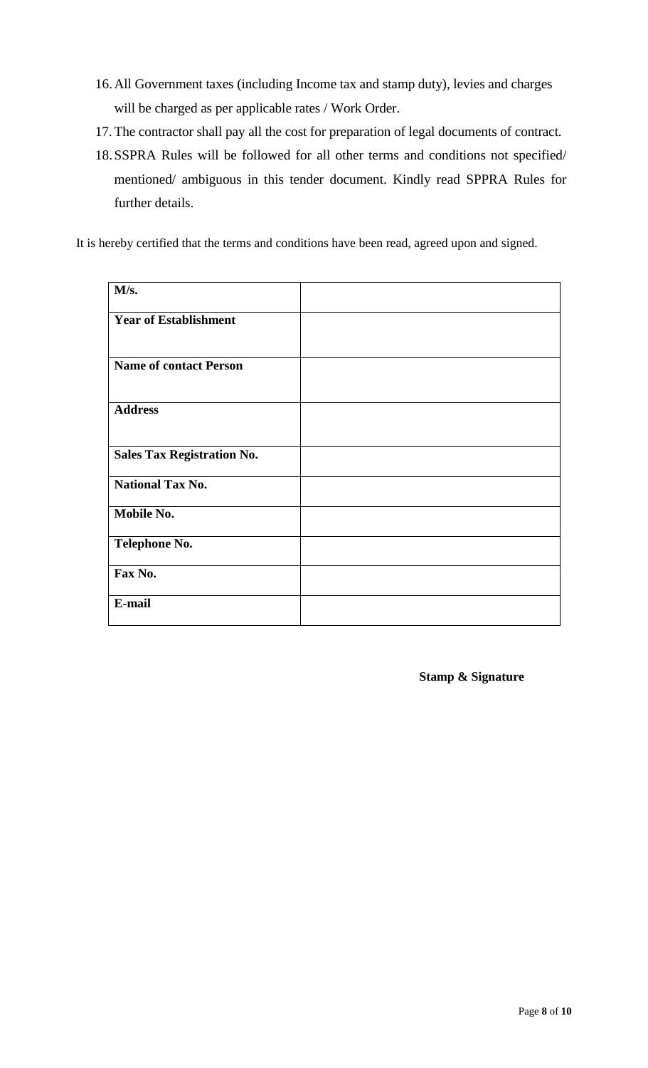16. All Government taxes (including Income tax and stamp duty), levies and charges will be charged as per applicable rates / Work Order.
17. The contractor shall pay all the cost for preparation of legal documents of contract.
18. SSPRA Rules will be followed for all other terms and conditions not specified/ mentioned/ ambiguous in this tender document. Kindly read SPPRA Rules for further details.

It is hereby certified that the terms and conditions have been read, agreed upon and signed.

| **M/s.** | |
|---|---|
| **Year of Establishment** | |
| **Name of contact Person** | |
| **Address** | |
| **Sales Tax Registration No.** | |
| **National Tax No.** | |
| **Mobile No.** | |
| **Telephone No.** | |
| **Fax No.** | |
| **E-mail** | |

**Stamp & Signature**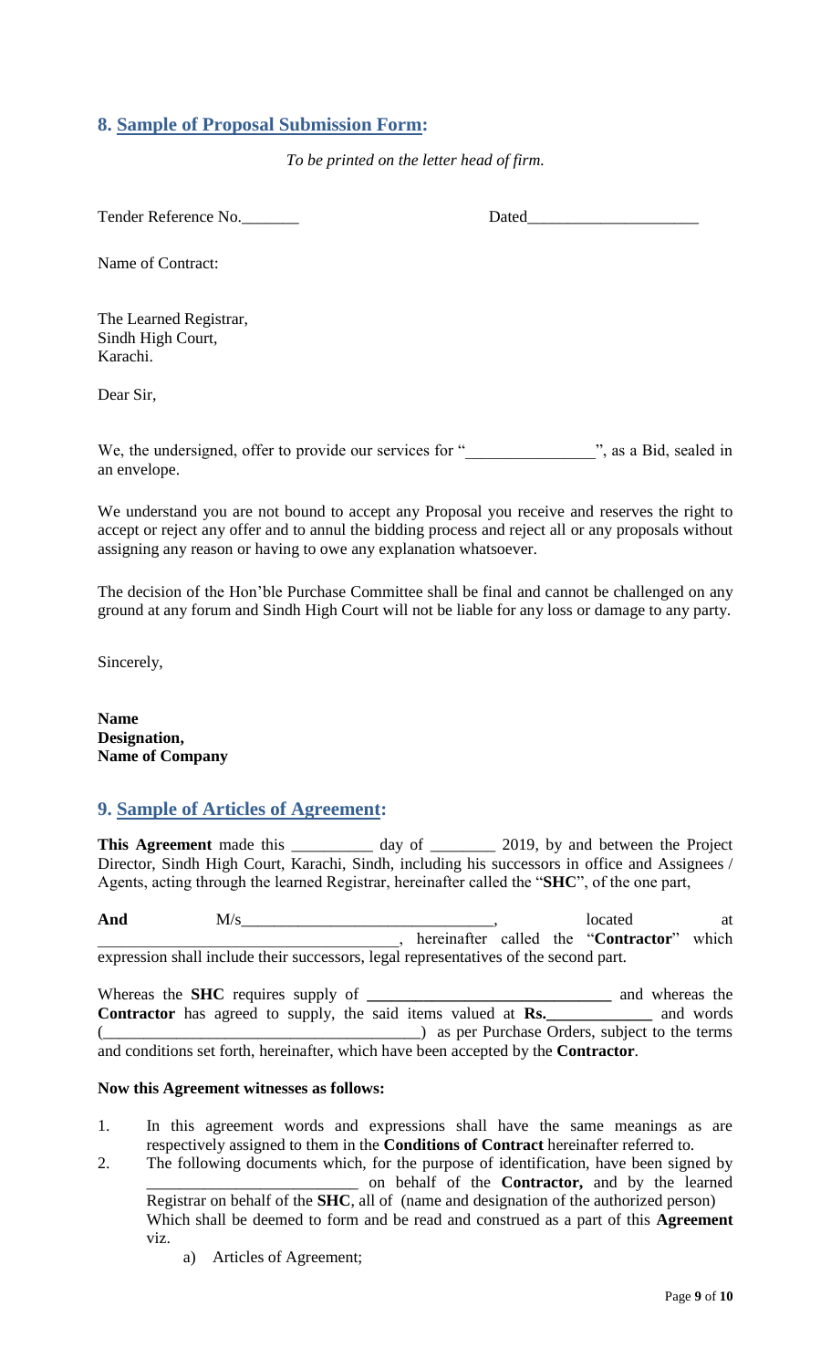## 8. Sample of Proposal Submission Form:

*To be printed on the letter head of firm.*

Tender Reference No._______ Dated____________________

Name of Contract:

The Learned Registrar,
Sindh High Court,
Karachi.

Dear Sir,

We, the undersigned, offer to provide our services for "_______________", as a Bid, sealed in an envelope.

We understand you are not bound to accept any Proposal you receive and reserves the right to accept or reject any offer and to annul the bidding process and reject all or any proposals without assigning any reason or having to owe any explanation whatsoever.

The decision of the Hon'ble Purchase Committee shall be final and cannot be challenged on any ground at any forum and Sindh High Court will not be liable for any loss or damage to any party.

Sincerely,

**Name**
**Designation,**
**Name of Company**

## 9. Sample of Articles of Agreement:

**This Agreement** made this _________ day of ________ 2019, by and between the Project Director, Sindh High Court, Karachi, Sindh, including his successors in office and Assignees / Agents, acting through the learned Registrar, hereinafter called the "**SHC**", of the one part,

**And** M/s______________________________, located at ____________________________________, hereinafter called the "**Contractor**" which expression shall include their successors, legal representatives of the second part.

Whereas the **SHC** requires supply of **_____________________________** and whereas the **Contractor** has agreed to supply, the said items valued at **Rs.____________** and words (______________________________________) as per Purchase Orders, subject to the terms and conditions set forth, hereinafter, which have been accepted by the **Contractor**.

**Now this Agreement witnesses as follows:**

1. In this agreement words and expressions shall have the same meanings as are respectively assigned to them in the **Conditions of Contract** hereinafter referred to.
2. The following documents which, for the purpose of identification, have been signed by __________________________ on behalf of the **Contractor,** and by the learned Registrar on behalf of the **SHC**, all of (name and designation of the authorized person) Which shall be deemed to form and be read and construed as a part of this **Agreement** viz.
   a) Articles of Agreement;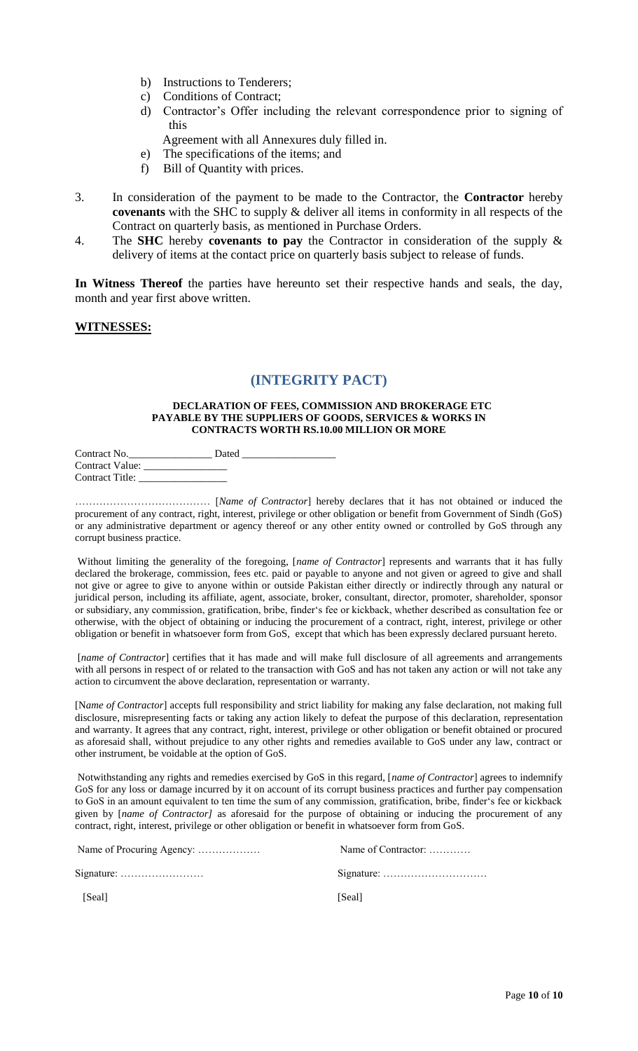b) Instructions to Tenderers;
c) Conditions of Contract;
d) Contractor's Offer including the relevant correspondence prior to signing of this
   Agreement with all Annexures duly filled in.
e) The specifications of the items; and
f) Bill of Quantity with prices.

3. In consideration of the payment to be made to the Contractor, the **Contractor** hereby **covenants** with the SHC to supply & deliver all items in conformity in all respects of the Contract on quarterly basis, as mentioned in Purchase Orders.
4. The **SHC** hereby **covenants to pay** the Contractor in consideration of the supply & delivery of items at the contact price on quarterly basis subject to release of funds.

**In Witness Thereof** the parties have hereunto set their respective hands and seals, the day, month and year first above written.

**WITNESSES:**

## (INTEGRITY PACT)

**DECLARATION OF FEES, COMMISSION AND BROKERAGE ETC PAYABLE BY THE SUPPLIERS OF GOODS, SERVICES & WORKS IN CONTRACTS WORTH RS.10.00 MILLION OR MORE**

Contract No.________________ Dated __________________
Contract Value: ________________
Contract Title: _________________

………………………………… [*Name of Contractor*] hereby declares that it has not obtained or induced the procurement of any contract, right, interest, privilege or other obligation or benefit from Government of Sindh (GoS) or any administrative department or agency thereof or any other entity owned or controlled by GoS through any corrupt business practice.

Without limiting the generality of the foregoing, [*name of Contractor*] represents and warrants that it has fully declared the brokerage, commission, fees etc. paid or payable to anyone and not given or agreed to give and shall not give or agree to give to anyone within or outside Pakistan either directly or indirectly through any natural or juridical person, including its affiliate, agent, associate, broker, consultant, director, promoter, shareholder, sponsor or subsidiary, any commission, gratification, bribe, finder's fee or kickback, whether described as consultation fee or otherwise, with the object of obtaining or inducing the procurement of a contract, right, interest, privilege or other obligation or benefit in whatsoever form from GoS, except that which has been expressly declared pursuant hereto.

[*name of Contractor*] certifies that it has made and will make full disclosure of all agreements and arrangements with all persons in respect of or related to the transaction with GoS and has not taken any action or will not take any action to circumvent the above declaration, representation or warranty.

[N*ame of Contractor*] accepts full responsibility and strict liability for making any false declaration, not making full disclosure, misrepresenting facts or taking any action likely to defeat the purpose of this declaration, representation and warranty. It agrees that any contract, right, interest, privilege or other obligation or benefit obtained or procured as aforesaid shall, without prejudice to any other rights and remedies available to GoS under any law, contract or other instrument, be voidable at the option of GoS.

Notwithstanding any rights and remedies exercised by GoS in this regard, [*name of Contractor*] agrees to indemnify GoS for any loss or damage incurred by it on account of its corrupt business practices and further pay compensation to GoS in an amount equivalent to ten time the sum of any commission, gratification, bribe, finder's fee or kickback given by [*name of Contractor]* as aforesaid for the purpose of obtaining or inducing the procurement of any contract, right, interest, privilege or other obligation or benefit in whatsoever form from GoS.

| | |
|---|---|
| Name of Procuring Agency: ……………… | Name of Contractor: ………… |
| Signature: …………………… | Signature: ………………………… |
| [Seal] | [Seal] |